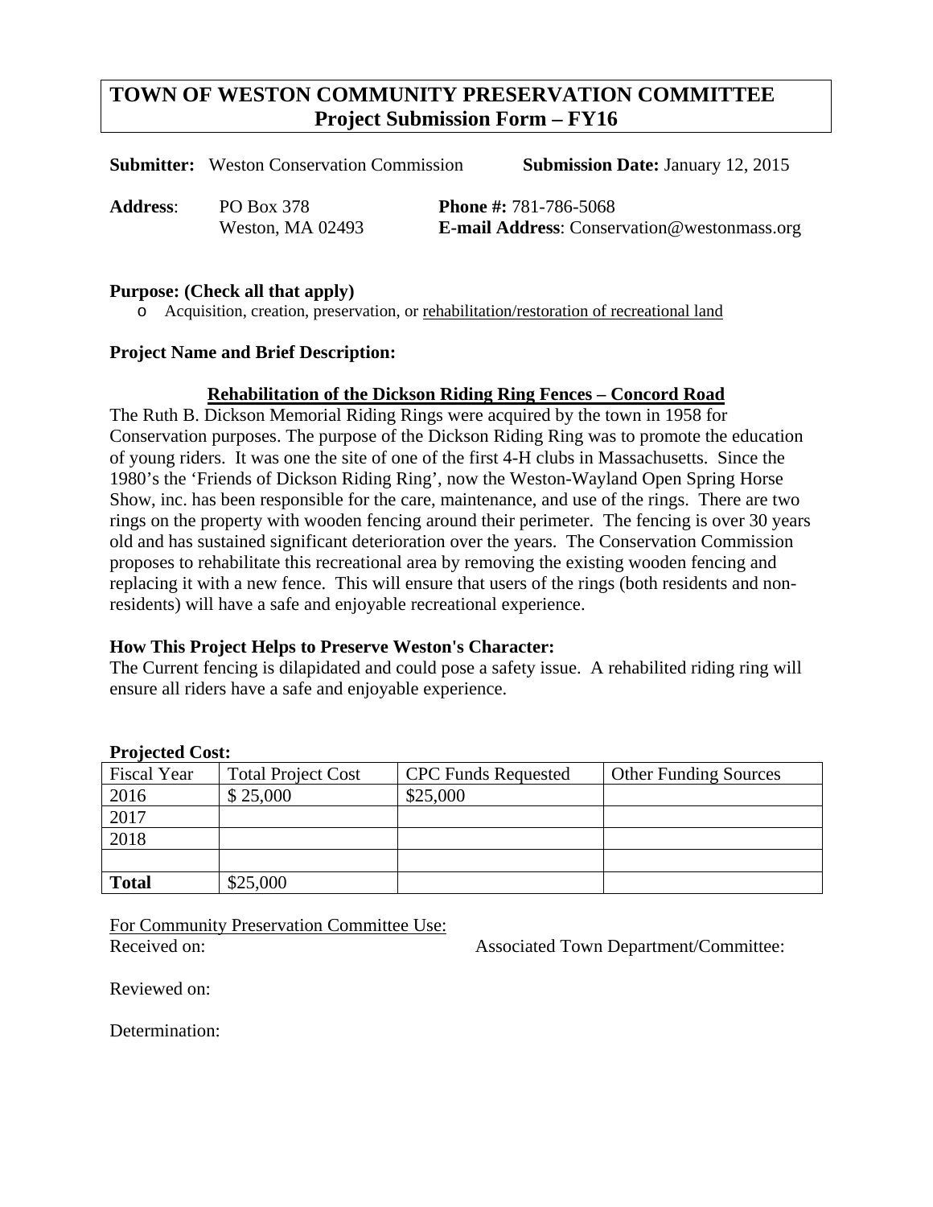# TOWN OF WESTON COMMUNITY PRESERVATION COMMITTEE
## Project Submission Form – FY16

**Submitter:** Weston Conservation Commission **Submission Date:** January 12, 2015

**Address**: PO Box 378
Weston, MA 02493

**Phone #:** 781-786-5068
**E-mail Address**: Conservation@westonmass.org

**Purpose: (Check all that apply)**

- o Acquisition, creation, preservation, or rehabilitation/restoration of recreational land

**Project Name and Brief Description:**

**Rehabilitation of the Dickson Riding Ring Fences – Concord Road**

The Ruth B. Dickson Memorial Riding Rings were acquired by the town in 1958 for Conservation purposes. The purpose of the Dickson Riding Ring was to promote the education of young riders. It was one the site of one of the first 4-H clubs in Massachusetts. Since the 1980's the 'Friends of Dickson Riding Ring', now the Weston-Wayland Open Spring Horse Show, inc. has been responsible for the care, maintenance, and use of the rings. There are two rings on the property with wooden fencing around their perimeter. The fencing is over 30 years old and has sustained significant deterioration over the years. The Conservation Commission proposes to rehabilitate this recreational area by removing the existing wooden fencing and replacing it with a new fence. This will ensure that users of the rings (both residents and non-residents) will have a safe and enjoyable recreational experience.

**How This Project Helps to Preserve Weston's Character:**

The Current fencing is dilapidated and could pose a safety issue. A rehabilited riding ring will ensure all riders have a safe and enjoyable experience.

**Projected Cost:**

| Fiscal Year | Total Project Cost | CPC Funds Requested | Other Funding Sources |
|---|---|---|---|
| 2016 | $ 25,000 | $25,000 | |
| 2017 | | | |
| 2018 | | | |
| | | | |
| **Total** | $25,000 | | |

For Community Preservation Committee Use:

Received on: Associated Town Department/Committee:

Reviewed on:

Determination: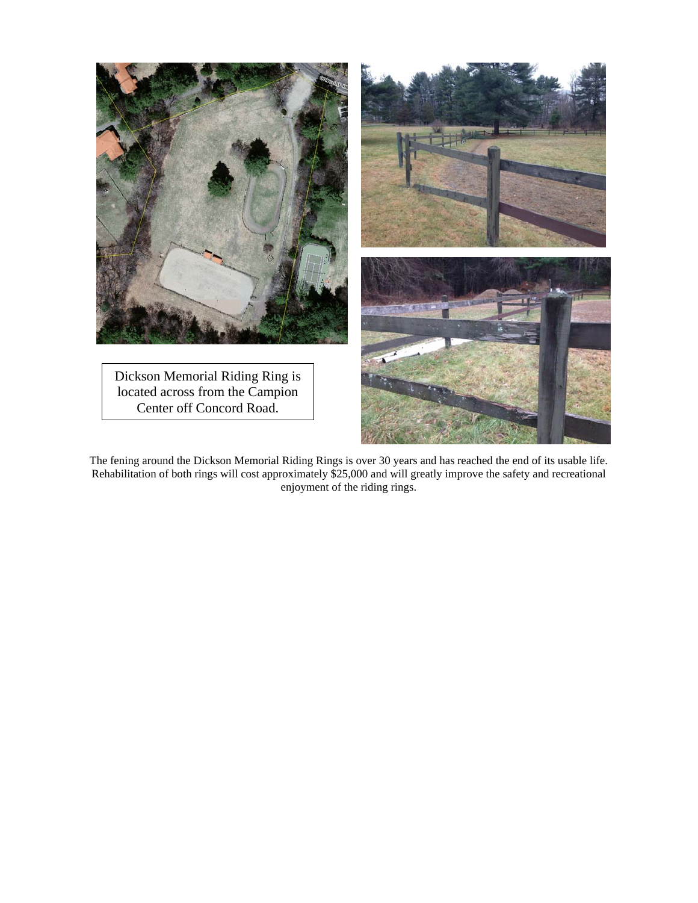Dickson Memorial Riding Ring is located across from the Campion Center off Concord Road.

The fening around the Dickson Memorial Riding Rings is over 30 years and has reached the end of its usable life. Rehabilitation of both rings will cost approximately $25,000 and will greatly improve the safety and recreational enjoyment of the riding rings.